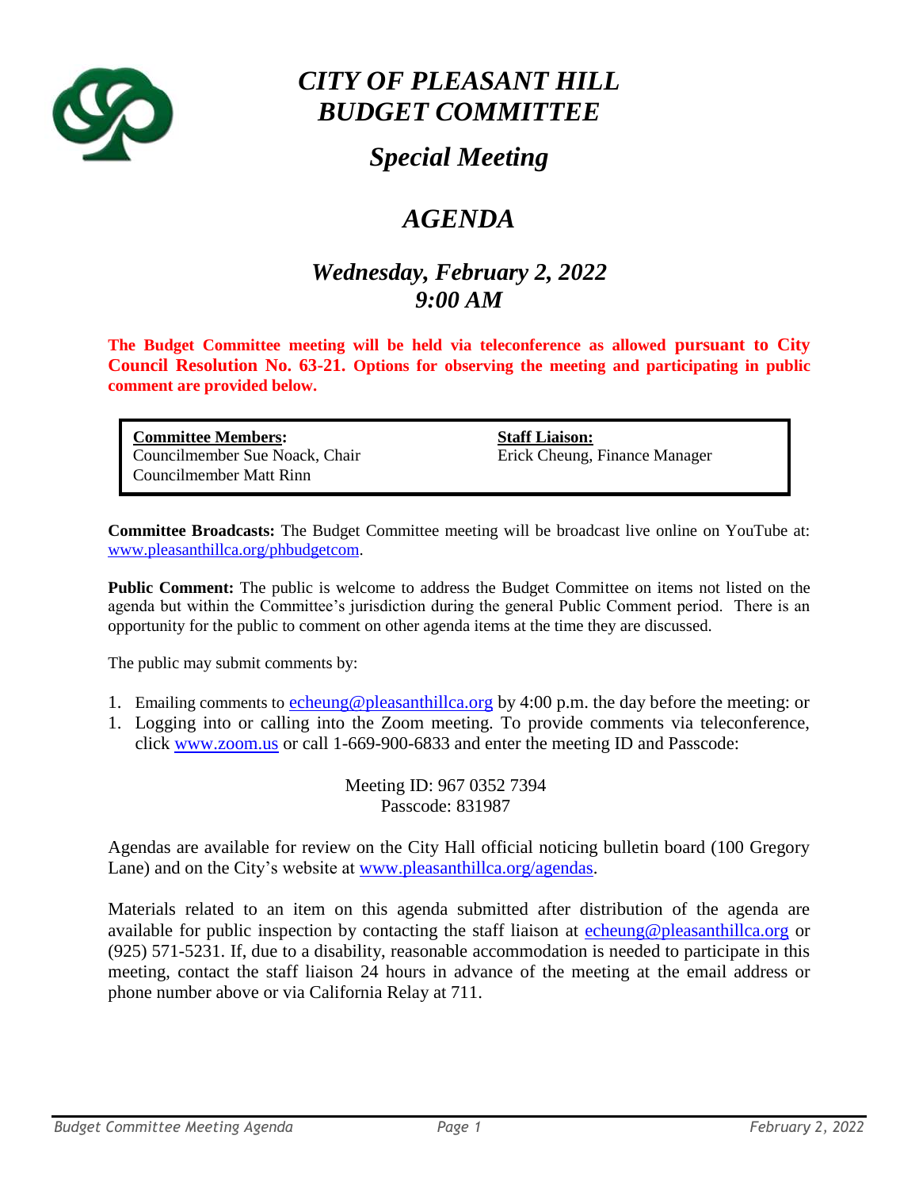# *CITY OF PLEASANT HILL BUDGET COMMITTEE*

## *Special Meeting*

## *AGENDA*

### *Wednesday, February 2, 2022*
### *9:00 AM*

**The Budget Committee meeting will be held via teleconference as allowed pursuant to City Council Resolution No. 63-21. Options for observing the meeting and participating in public comment are provided below.**

| **Committee Members:** | **Staff Liaison:** |
|---|---|
| Councilmember Sue Noack, Chair<br>Councilmember Matt Rinn | Erick Cheung, Finance Manager |

**Committee Broadcasts:** The Budget Committee meeting will be broadcast live online on YouTube at: www.pleasanthillca.org/phbudgetcom.

**Public Comment:** The public is welcome to address the Budget Committee on items not listed on the agenda but within the Committee's jurisdiction during the general Public Comment period. There is an opportunity for the public to comment on other agenda items at the time they are discussed.

The public may submit comments by:

1. Emailing comments to echeung@pleasanthillca.org by 4:00 p.m. the day before the meeting: or
1. Logging into or calling into the Zoom meeting. To provide comments via teleconference, click www.zoom.us or call 1-669-900-6833 and enter the meeting ID and Passcode:

Meeting ID: 967 0352 7394
Passcode: 831987

Agendas are available for review on the City Hall official noticing bulletin board (100 Gregory Lane) and on the City's website at www.pleasanthillca.org/agendas.

Materials related to an item on this agenda submitted after distribution of the agenda are available for public inspection by contacting the staff liaison at echeung@pleasanthillca.org or (925) 571-5231. If, due to a disability, reasonable accommodation is needed to participate in this meeting, contact the staff liaison 24 hours in advance of the meeting at the email address or phone number above or via California Relay at 711.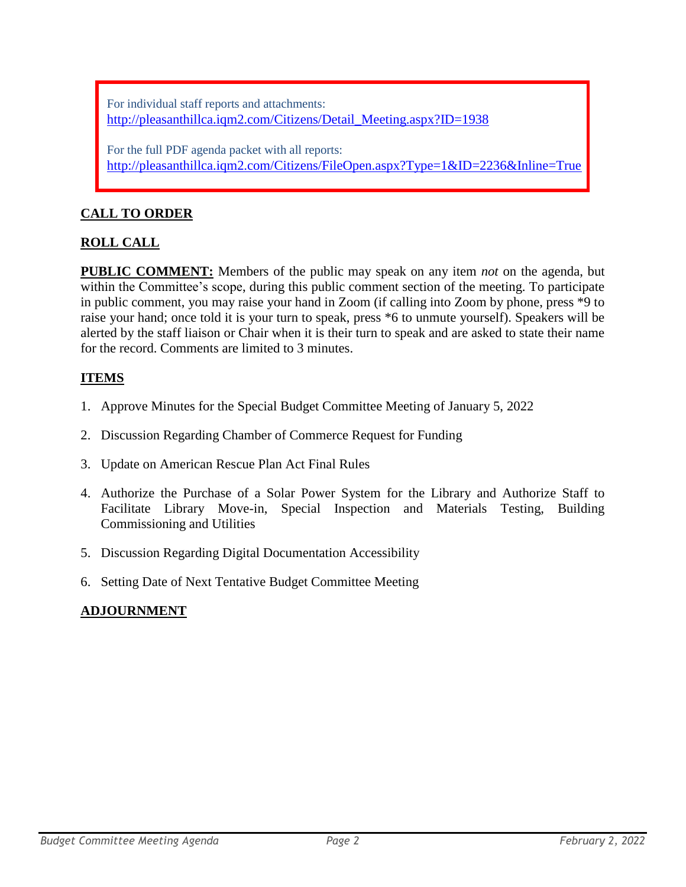For individual staff reports and attachments:
http://pleasanthillca.iqm2.com/Citizens/Detail_Meeting.aspx?ID=1938

For the full PDF agenda packet with all reports:
http://pleasanthillca.iqm2.com/Citizens/FileOpen.aspx?Type=1&ID=2236&Inline=True

## CALL TO ORDER

## ROLL CALL

**PUBLIC COMMENT:** Members of the public may speak on any item *not* on the agenda, but within the Committee's scope, during this public comment section of the meeting. To participate in public comment, you may raise your hand in Zoom (if calling into Zoom by phone, press *9 to raise your hand; once told it is your turn to speak, press *6 to unmute yourself). Speakers will be alerted by the staff liaison or Chair when it is their turn to speak and are asked to state their name for the record. Comments are limited to 3 minutes.

## ITEMS

1. Approve Minutes for the Special Budget Committee Meeting of January 5, 2022
2. Discussion Regarding Chamber of Commerce Request for Funding
3. Update on American Rescue Plan Act Final Rules
4. Authorize the Purchase of a Solar Power System for the Library and Authorize Staff to Facilitate Library Move-in, Special Inspection and Materials Testing, Building Commissioning and Utilities
5. Discussion Regarding Digital Documentation Accessibility
6. Setting Date of Next Tentative Budget Committee Meeting

## ADJOURNMENT